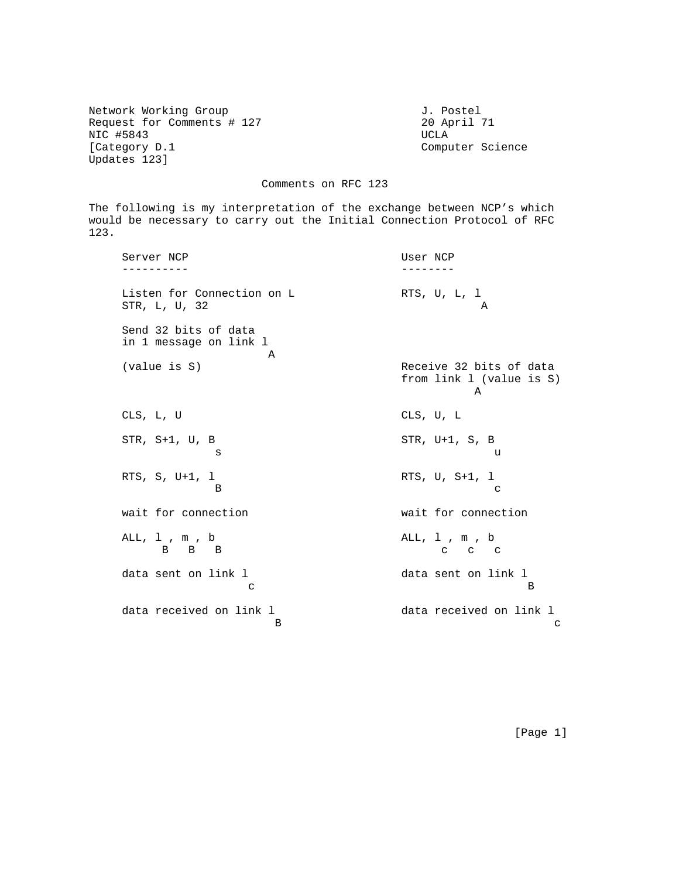Network Working Group J. Postel
Request for Comments # 127 20 April 71
NIC #5843 UCLA
[Category D.1 Computer Science
Updates 123]

# Comments on RFC 123

The following is my interpretation of the exchange between NCP's which would be necessary to carry out the Initial Connection Protocol of RFC 123.

| Server NCP | User NCP |
| --- | --- |
| Listen for Connection on L | RTS, U, L, $l_A$ |
| STR, L, U, 32 | |
| Send 32 bits of data in 1 message on link $l_A$ (value is S) | Receive 32 bits of data from link $l_A$ (value is S) |
| CLS, L, U | CLS, U, L |
| STR, S+1, U, $B_s$ | STR, U+1, S, $B_u$ |
| RTS, S, U+1, $l_B$ | RTS, U, S+1, $l_c$ |
| wait for connection | wait for connection |
| ALL, $l_B$, $m_B$, $b_B$ | ALL, $l_c$, $m_c$, $b_c$ |
| data sent on link $l_c$ | data sent on link $l_B$ |
| data received on link $l_B$ | data received on link $l_c$ |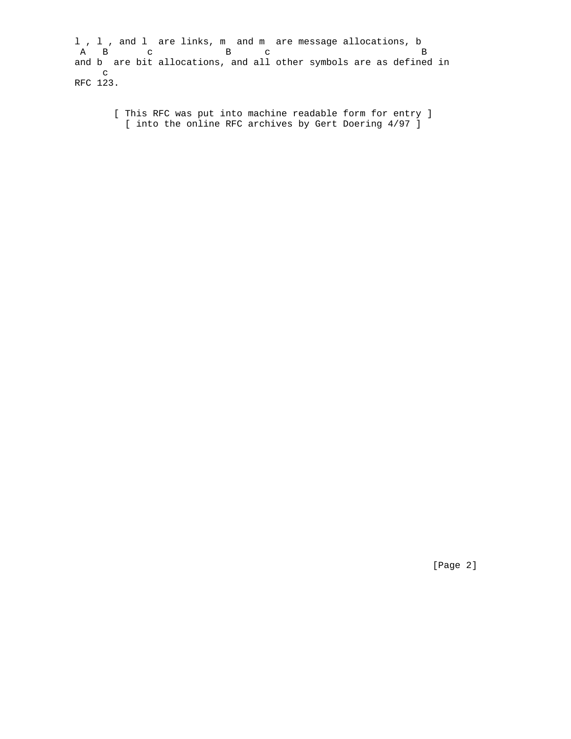$l_A$, $l_B$, and $l_c$ are links, $m_B$ and $m_c$ are message allocations, $b_B$ and $b_c$ are bit allocations, and all other symbols are as defined in RFC 123.

[ This RFC was put into machine readable form for entry ]
[ into the online RFC archives by Gert Doering 4/97 ]